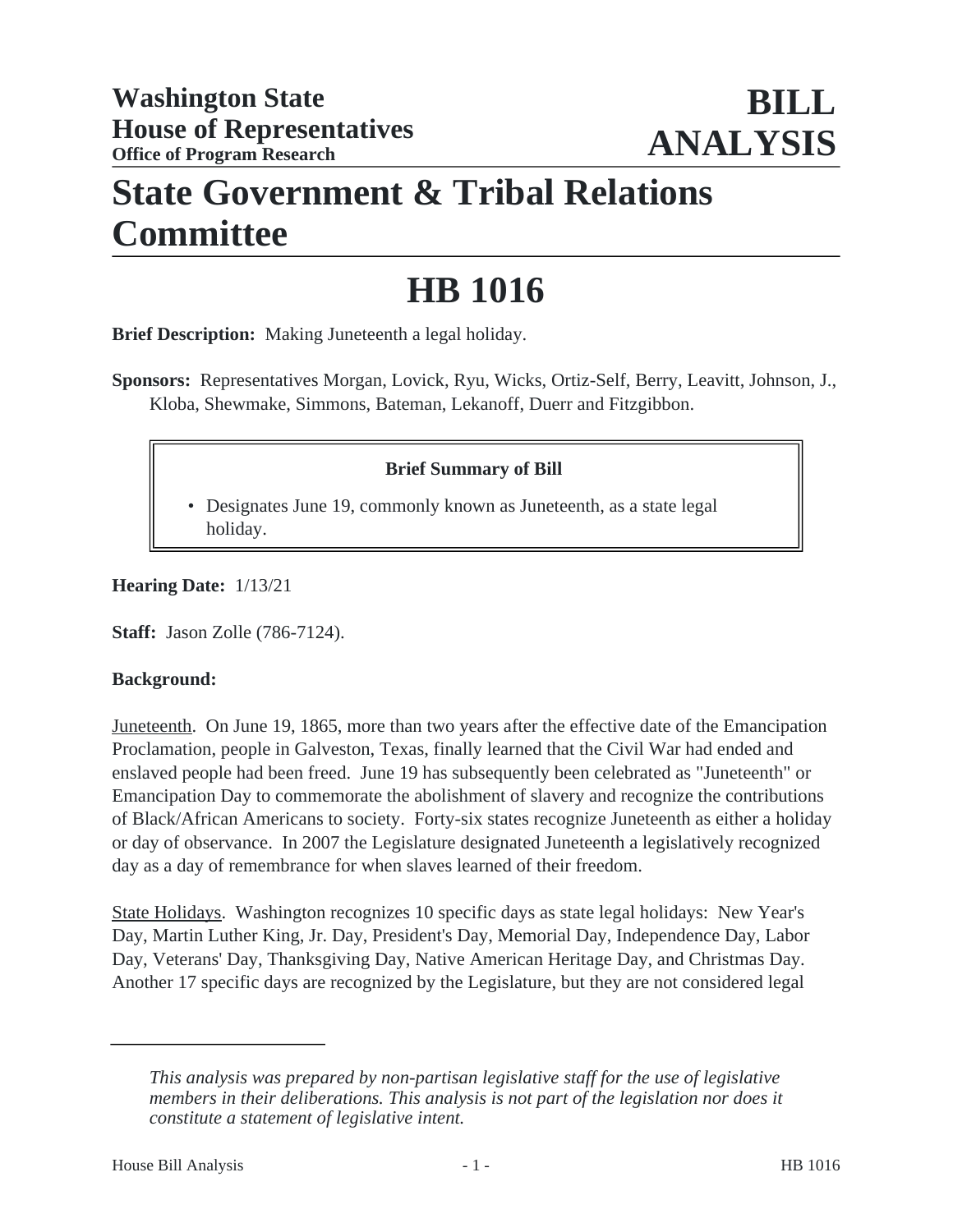# Washington State House of Representatives

**Office of Program Research**

# BILL ANALYSIS

# State Government & Tribal Relations Committee

# HB 1016

**Brief Description:** Making Juneteenth a legal holiday.

**Sponsors:** Representatives Morgan, Lovick, Ryu, Wicks, Ortiz-Self, Berry, Leavitt, Johnson, J., Kloba, Shewmake, Simmons, Bateman, Lekanoff, Duerr and Fitzgibbon.

> **Brief Summary of Bill**
>
> - Designates June 19, commonly known as Juneteenth, as a state legal holiday.

**Hearing Date:** 1/13/21

**Staff:** Jason Zolle (786-7124).

**Background:**

Juneteenth. On June 19, 1865, more than two years after the effective date of the Emancipation Proclamation, people in Galveston, Texas, finally learned that the Civil War had ended and enslaved people had been freed. June 19 has subsequently been celebrated as "Juneteenth" or Emancipation Day to commemorate the abolishment of slavery and recognize the contributions of Black/African Americans to society. Forty-six states recognize Juneteenth as either a holiday or day of observance. In 2007 the Legislature designated Juneteenth a legislatively recognized day as a day of remembrance for when slaves learned of their freedom.

State Holidays. Washington recognizes 10 specific days as state legal holidays: New Year's Day, Martin Luther King, Jr. Day, President's Day, Memorial Day, Independence Day, Labor Day, Veterans' Day, Thanksgiving Day, Native American Heritage Day, and Christmas Day. Another 17 specific days are recognized by the Legislature, but they are not considered legal

*This analysis was prepared by non-partisan legislative staff for the use of legislative members in their deliberations. This analysis is not part of the legislation nor does it constitute a statement of legislative intent.*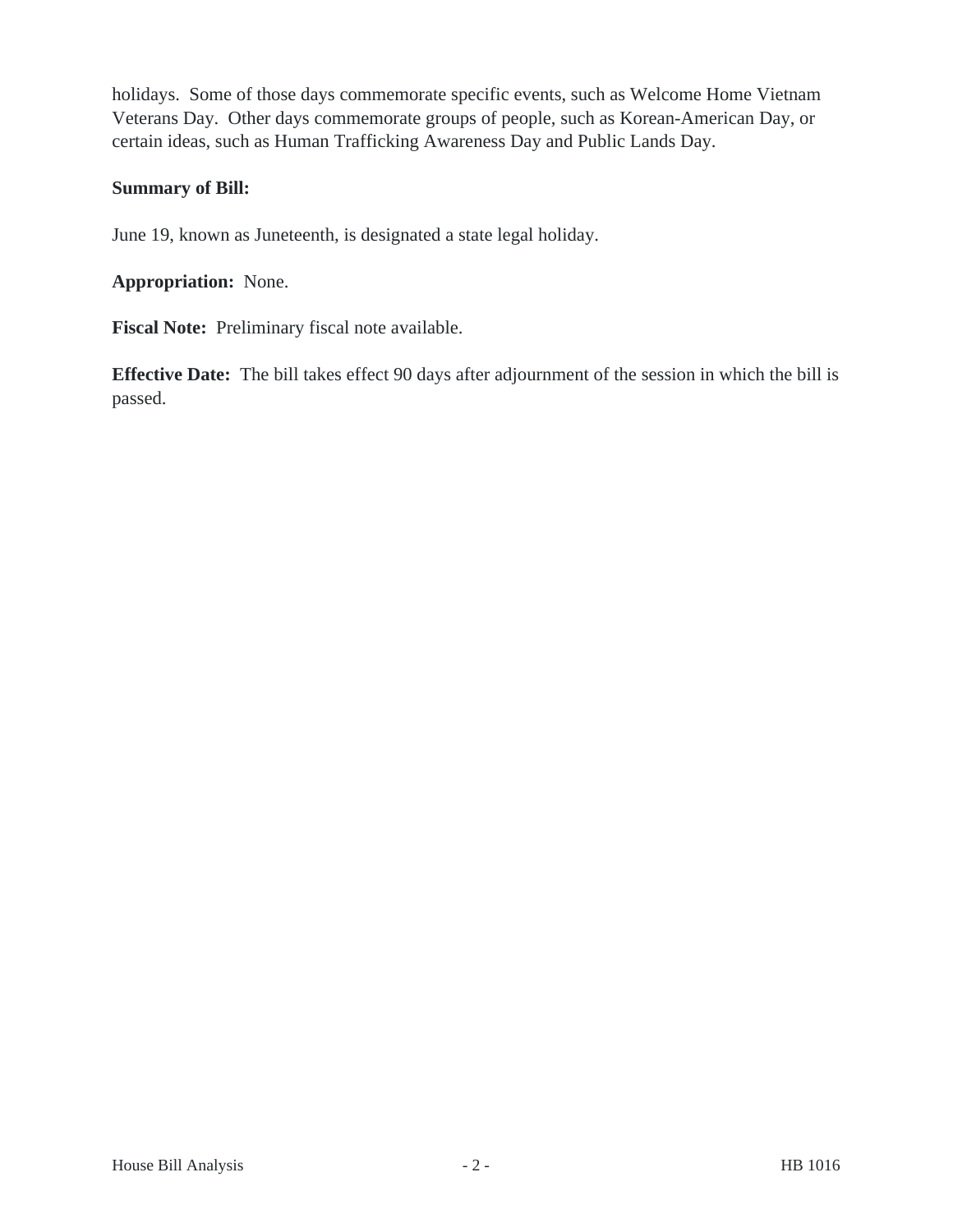holidays. Some of those days commemorate specific events, such as Welcome Home Vietnam Veterans Day. Other days commemorate groups of people, such as Korean-American Day, or certain ideas, such as Human Trafficking Awareness Day and Public Lands Day.

**Summary of Bill:**

June 19, known as Juneteenth, is designated a state legal holiday.

**Appropriation:** None.

**Fiscal Note:** Preliminary fiscal note available.

**Effective Date:** The bill takes effect 90 days after adjournment of the session in which the bill is passed.